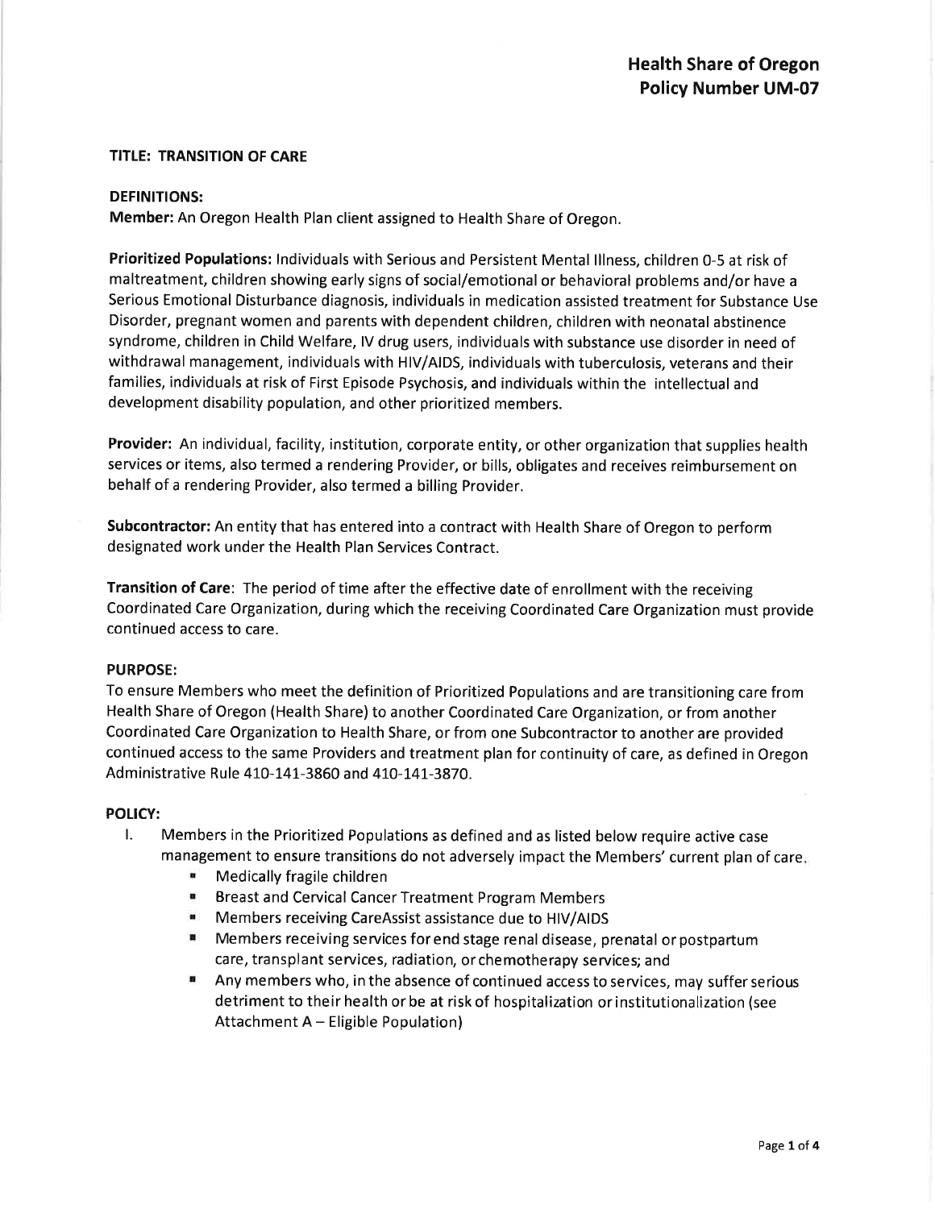# Health Share of Oregon
# Policy Number UM-07

**TITLE: TRANSITION OF CARE**

**DEFINITIONS:**

**Member:** An Oregon Health Plan client assigned to Health Share of Oregon.

**Prioritized Populations:** Individuals with Serious and Persistent Mental Illness, children 0-5 at risk of maltreatment, children showing early signs of social/emotional or behavioral problems and/or have a Serious Emotional Disturbance diagnosis, individuals in medication assisted treatment for Substance Use Disorder, pregnant women and parents with dependent children, children with neonatal abstinence syndrome, children in Child Welfare, IV drug users, individuals with substance use disorder in need of withdrawal management, individuals with HIV/AIDS, individuals with tuberculosis, veterans and their families, individuals at risk of First Episode Psychosis, and individuals within the intellectual and development disability population, and other prioritized members.

**Provider:** An individual, facility, institution, corporate entity, or other organization that supplies health services or items, also termed a rendering Provider, or bills, obligates and receives reimbursement on behalf of a rendering Provider, also termed a billing Provider.

**Subcontractor:** An entity that has entered into a contract with Health Share of Oregon to perform designated work under the Health Plan Services Contract.

**Transition of Care**: The period of time after the effective date of enrollment with the receiving Coordinated Care Organization, during which the receiving Coordinated Care Organization must provide continued access to care.

**PURPOSE:**

To ensure Members who meet the definition of Prioritized Populations and are transitioning care from Health Share of Oregon (Health Share) to another Coordinated Care Organization, or from another Coordinated Care Organization to Health Share, or from one Subcontractor to another are provided continued access to the same Providers and treatment plan for continuity of care, as defined in Oregon Administrative Rule 410-141-3860 and 410-141-3870.

**POLICY:**

I. Members in the Prioritized Populations as defined and as listed below require active case management to ensure transitions do not adversely impact the Members' current plan of care.
   - Medically fragile children
   - Breast and Cervical Cancer Treatment Program Members
   - Members receiving CareAssist assistance due to HIV/AIDS
   - Members receiving services for end stage renal disease, prenatal or postpartum care, transplant services, radiation, or chemotherapy services; and
   - Any members who, in the absence of continued access to services, may suffer serious detriment to their health or be at risk of hospitalization or institutionalization (see Attachment A – Eligible Population)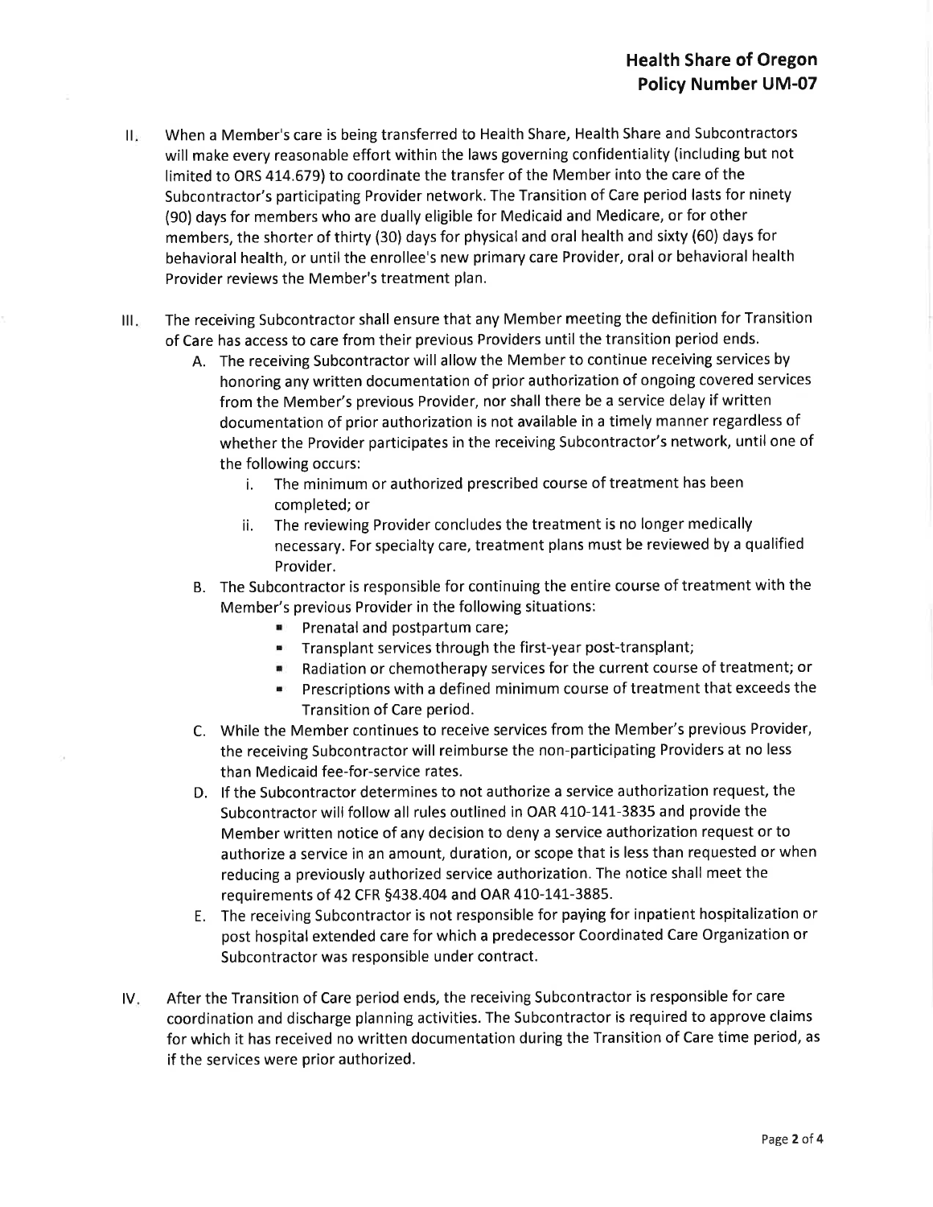II. When a Member's care is being transferred to Health Share, Health Share and Subcontractors will make every reasonable effort within the laws governing confidentiality (including but not limited to ORS 414.679) to coordinate the transfer of the Member into the care of the Subcontractor's participating Provider network. The Transition of Care period lasts for ninety (90) days for members who are dually eligible for Medicaid and Medicare, or for other members, the shorter of thirty (30) days for physical and oral health and sixty (60) days for behavioral health, or until the enrollee's new primary care Provider, oral or behavioral health Provider reviews the Member's treatment plan.

III. The receiving Subcontractor shall ensure that any Member meeting the definition for Transition of Care has access to care from their previous Providers until the transition period ends.

   A. The receiving Subcontractor will allow the Member to continue receiving services by honoring any written documentation of prior authorization of ongoing covered services from the Member's previous Provider, nor shall there be a service delay if written documentation of prior authorization is not available in a timely manner regardless of whether the Provider participates in the receiving Subcontractor's network, until one of the following occurs:

      i. The minimum or authorized prescribed course of treatment has been completed; or

      ii. The reviewing Provider concludes the treatment is no longer medically necessary. For specialty care, treatment plans must be reviewed by a qualified Provider.

   B. The Subcontractor is responsible for continuing the entire course of treatment with the Member's previous Provider in the following situations:

      - Prenatal and postpartum care;
      - Transplant services through the first-year post-transplant;
      - Radiation or chemotherapy services for the current course of treatment; or
      - Prescriptions with a defined minimum course of treatment that exceeds the Transition of Care period.

   C. While the Member continues to receive services from the Member's previous Provider, the receiving Subcontractor will reimburse the non-participating Providers at no less than Medicaid fee-for-service rates.

   D. If the Subcontractor determines to not authorize a service authorization request, the Subcontractor will follow all rules outlined in OAR 410-141-3835 and provide the Member written notice of any decision to deny a service authorization request or to authorize a service in an amount, duration, or scope that is less than requested or when reducing a previously authorized service authorization. The notice shall meet the requirements of 42 CFR §438.404 and OAR 410-141-3885.

   E. The receiving Subcontractor is not responsible for paying for inpatient hospitalization or post hospital extended care for which a predecessor Coordinated Care Organization or Subcontractor was responsible under contract.

IV. After the Transition of Care period ends, the receiving Subcontractor is responsible for care coordination and discharge planning activities. The Subcontractor is required to approve claims for which it has received no written documentation during the Transition of Care time period, as if the services were prior authorized.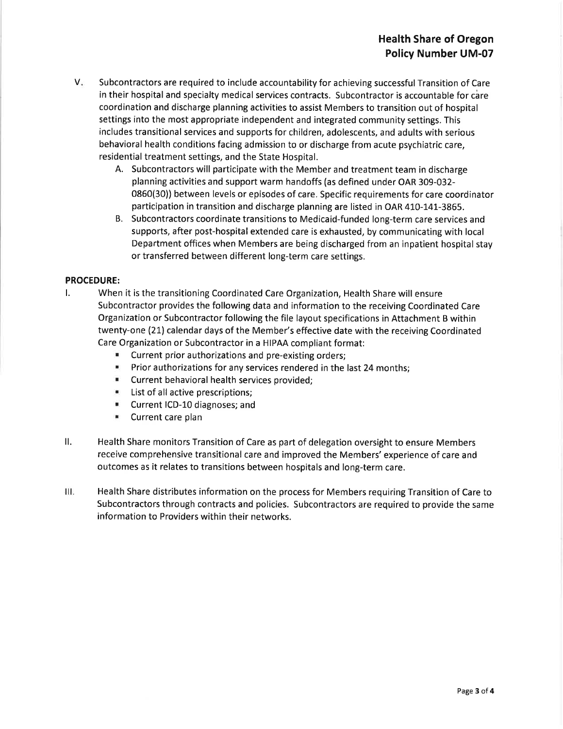V. Subcontractors are required to include accountability for achieving successful Transition of Care in their hospital and specialty medical services contracts. Subcontractor is accountable for care coordination and discharge planning activities to assist Members to transition out of hospital settings into the most appropriate independent and integrated community settings. This includes transitional services and supports for children, adolescents, and adults with serious behavioral health conditions facing admission to or discharge from acute psychiatric care, residential treatment settings, and the State Hospital.

   A. Subcontractors will participate with the Member and treatment team in discharge planning activities and support warm handoffs (as defined under OAR 309-032-0860(30)) between levels or episodes of care. Specific requirements for care coordinator participation in transition and discharge planning are listed in OAR 410-141-3865.

   B. Subcontractors coordinate transitions to Medicaid-funded long-term care services and supports, after post-hospital extended care is exhausted, by communicating with local Department offices when Members are being discharged from an inpatient hospital stay or transferred between different long-term care settings.

**PROCEDURE:**

I. When it is the transitioning Coordinated Care Organization, Health Share will ensure Subcontractor provides the following data and information to the receiving Coordinated Care Organization or Subcontractor following the file layout specifications in Attachment B within twenty-one (21) calendar days of the Member's effective date with the receiving Coordinated Care Organization or Subcontractor in a HIPAA compliant format:
   - Current prior authorizations and pre-existing orders;
   - Prior authorizations for any services rendered in the last 24 months;
   - Current behavioral health services provided;
   - List of all active prescriptions;
   - Current ICD-10 diagnoses; and
   - Current care plan

II. Health Share monitors Transition of Care as part of delegation oversight to ensure Members receive comprehensive transitional care and improved the Members' experience of care and outcomes as it relates to transitions between hospitals and long-term care.

III. Health Share distributes information on the process for Members requiring Transition of Care to Subcontractors through contracts and policies. Subcontractors are required to provide the same information to Providers within their networks.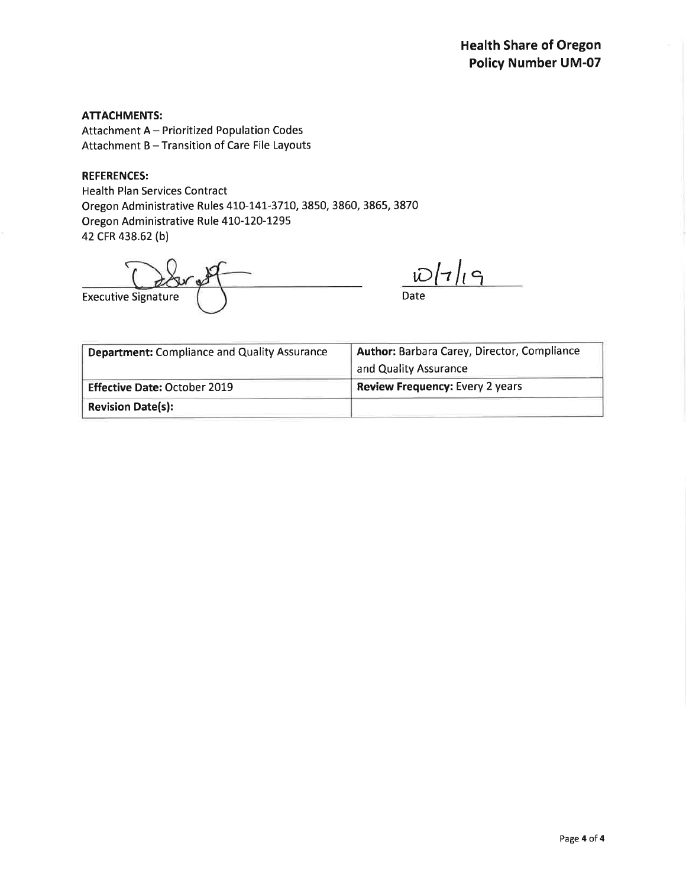**ATTACHMENTS:**
Attachment A – Prioritized Population Codes
Attachment B – Transition of Care File Layouts

**REFERENCES:**
Health Plan Services Contract
Oregon Administrative Rules 410-141-3710, 3850, 3860, 3865, 3870
Oregon Administrative Rule 410-120-1295
42 CFR 438.62 (b)

Executive Signature

10/7/19
Date

| **Department:** Compliance and Quality Assurance | **Author:** Barbara Carey, Director, Compliance and Quality Assurance |
|---|---|
| **Effective Date:** October 2019 | **Review Frequency:** Every 2 years |
| **Revision Date(s):** | |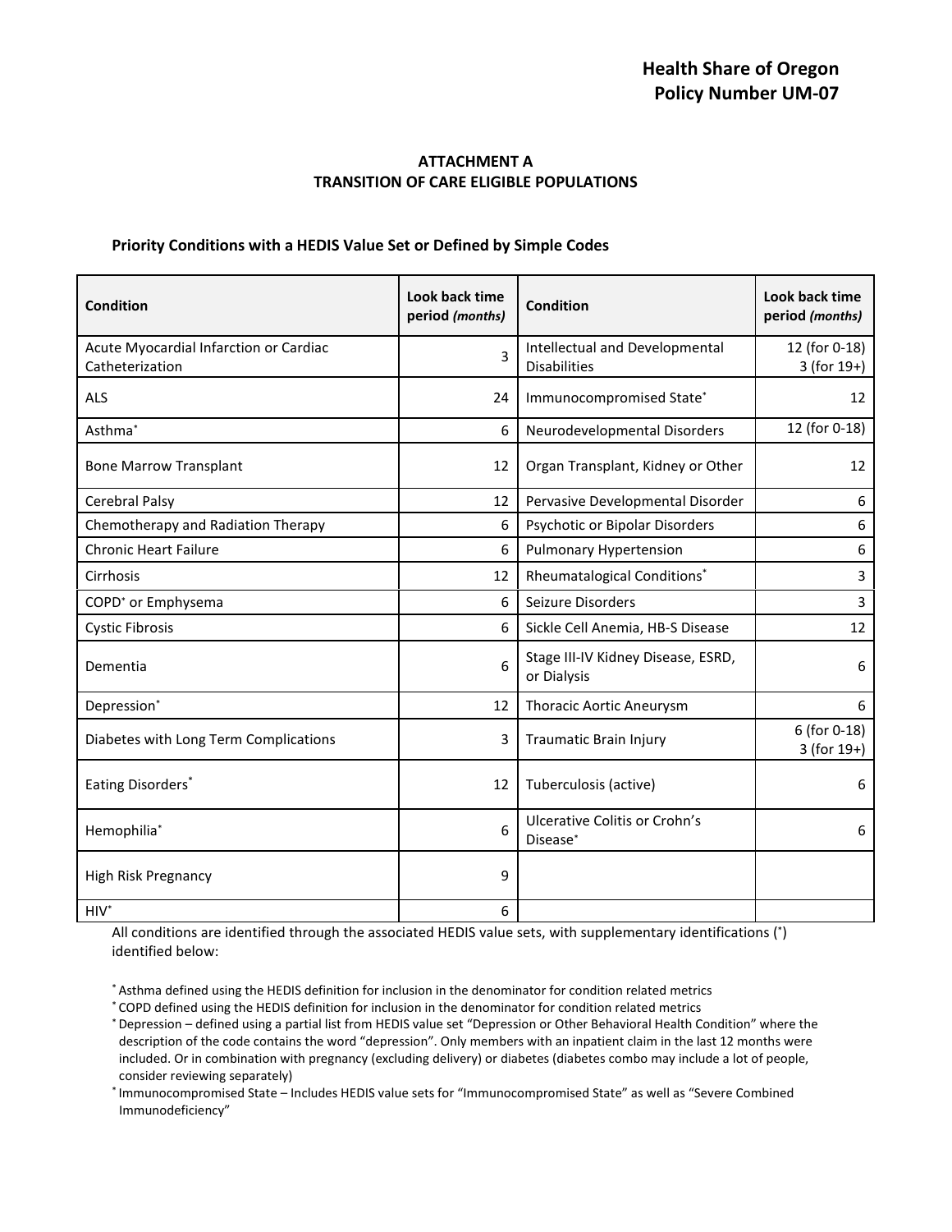## ATTACHMENT A
## TRANSITION OF CARE ELIGIBLE POPULATIONS

### Priority Conditions with a HEDIS Value Set or Defined by Simple Codes

| Condition | Look back time period *(months)* | Condition | Look back time period *(months)* |
|---|---|---|---|
| Acute Myocardial Infarction or Cardiac Catheterization | 3 | Intellectual and Developmental Disabilities | 12 (for 0-18) 3 (for 19+) |
| ALS | 24 | Immunocompromised State* | 12 |
| Asthma* | 6 | Neurodevelopmental Disorders | 12 (for 0-18) |
| Bone Marrow Transplant | 12 | Organ Transplant, Kidney or Other | 12 |
| Cerebral Palsy | 12 | Pervasive Developmental Disorder | 6 |
| Chemotherapy and Radiation Therapy | 6 | Psychotic or Bipolar Disorders | 6 |
| Chronic Heart Failure | 6 | Pulmonary Hypertension | 6 |
| Cirrhosis | 12 | Rheumatalogical Conditions* | 3 |
| COPD* or Emphysema | 6 | Seizure Disorders | 3 |
| Cystic Fibrosis | 6 | Sickle Cell Anemia, HB-S Disease | 12 |
| Dementia | 6 | Stage III-IV Kidney Disease, ESRD, or Dialysis | 6 |
| Depression* | 12 | Thoracic Aortic Aneurysm | 6 |
| Diabetes with Long Term Complications | 3 | Traumatic Brain Injury | 6 (for 0-18) 3 (for 19+) |
| Eating Disorders* | 12 | Tuberculosis (active) | 6 |
| Hemophilia* | 6 | Ulcerative Colitis or Crohn's Disease* | 6 |
| High Risk Pregnancy | 9 | | |
| HIV* | 6 | | |

All conditions are identified through the associated HEDIS value sets, with supplementary identifications (*) identified below:

* Asthma defined using the HEDIS definition for inclusion in the denominator for condition related metrics
* COPD defined using the HEDIS definition for inclusion in the denominator for condition related metrics
* Depression – defined using a partial list from HEDIS value set "Depression or Other Behavioral Health Condition" where the description of the code contains the word "depression". Only members with an inpatient claim in the last 12 months were included. Or in combination with pregnancy (excluding delivery) or diabetes (diabetes combo may include a lot of people, consider reviewing separately)
* Immunocompromised State – Includes HEDIS value sets for "Immunocompromised State" as well as "Severe Combined Immunodeficiency"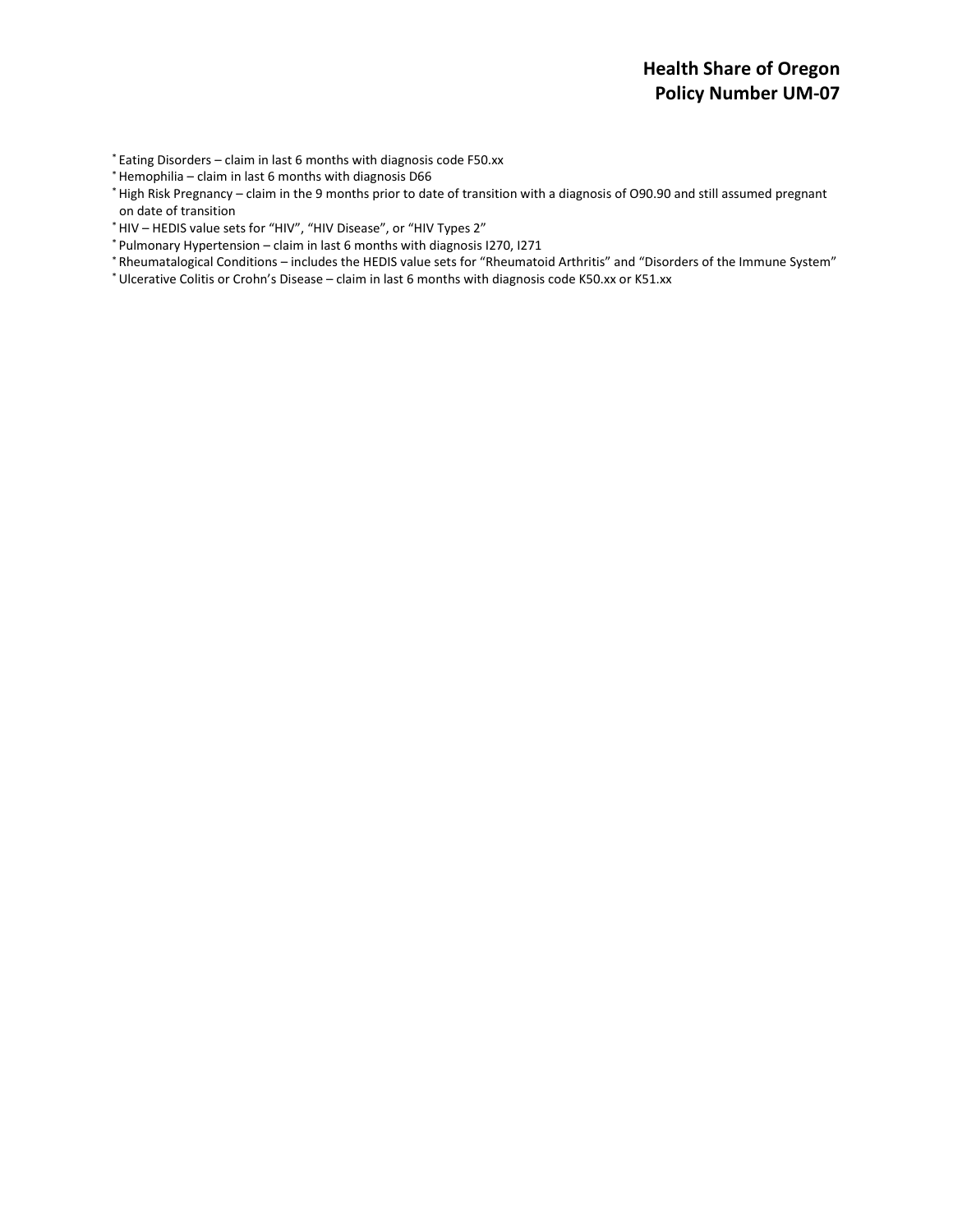* Eating Disorders – claim in last 6 months with diagnosis code F50.xx
* Hemophilia – claim in last 6 months with diagnosis D66
* High Risk Pregnancy – claim in the 9 months prior to date of transition with a diagnosis of O90.90 and still assumed pregnant on date of transition
* HIV – HEDIS value sets for "HIV", "HIV Disease", or "HIV Types 2"
* Pulmonary Hypertension – claim in last 6 months with diagnosis I270, I271
* Rheumatalogical Conditions – includes the HEDIS value sets for "Rheumatoid Arthritis" and "Disorders of the Immune System"
* Ulcerative Colitis or Crohn's Disease – claim in last 6 months with diagnosis code K50.xx or K51.xx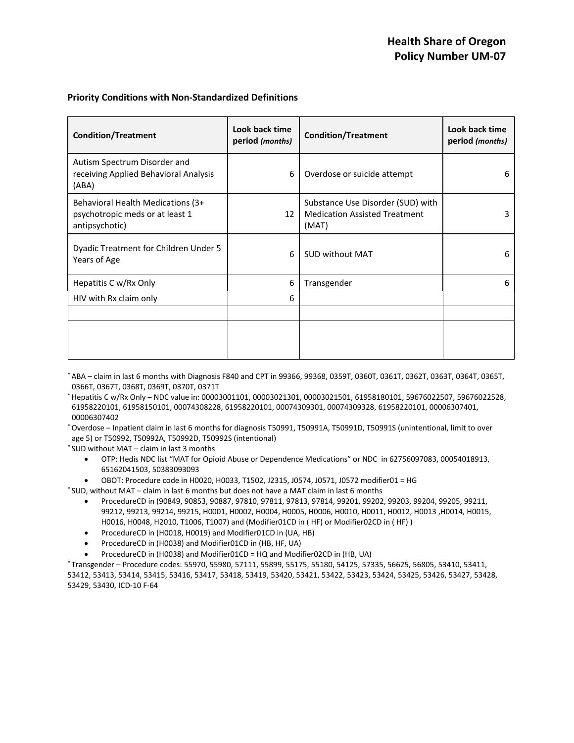**Priority Conditions with Non-Standardized Definitions**

| Condition/Treatment | Look back time period *(months)* | Condition/Treatment | Look back time period *(months)* |
|---|---|---|---|
| Autism Spectrum Disorder and receiving Applied Behavioral Analysis (ABA) | 6 | Overdose or suicide attempt | 6 |
| Behavioral Health Medications (3+ psychotropic meds or at least 1 antipsychotic) | 12 | Substance Use Disorder (SUD) with Medication Assisted Treatment (MAT) | 3 |
| Dyadic Treatment for Children Under 5 Years of Age | 6 | SUD without MAT | 6 |
| Hepatitis C w/Rx Only | 6 | Transgender | 6 |
| HIV with Rx claim only | 6 | | |
| | | | |
| | | | |

* ABA – claim in last 6 months with Diagnosis F840 and CPT in 99366, 99368, 0359T, 0360T, 0361T, 0362T, 0363T, 0364T, 0365T, 0366T, 0367T, 0368T, 0369T, 0370T, 0371T

* Hepatitis C w/Rx Only – NDC value in: 00003001101, 00003021301, 00003021501, 61958180101, 59676022507, 59676022528, 61958220101, 61958150101, 00074308228, 61958220101, 00074309301, 00074309328, 61958220101, 00006307401, 00006307402

* Overdose – Inpatient claim in last 6 months for diagnosis T50991, T50991A, T50991D, T50991S (unintentional, limit to over age 5) or T50992, T50992A, T50992D, T50992S (intentional)

* SUD without MAT – claim in last 3 months
  - OTP: Hedis NDC list "MAT for Opioid Abuse or Dependence Medications" or NDC in 62756097083, 00054018913, 65162041503, 50383093093
  - OBOT: Procedure code in H0020, H0033, T1502, J2315, J0574, J0571, J0572 modifier01 = HG

* SUD, without MAT – claim in last 6 months but does not have a MAT claim in last 6 months
  - ProcedureCD in (90849, 90853, 90887, 97810, 97811, 97813, 97814, 99201, 99202, 99203, 99204, 99205, 99211, 99212, 99213, 99214, 99215, H0001, H0002, H0004, H0005, H0006, H0010, H0011, H0012, H0013 ,H0014, H0015, H0016, H0048, H2010, T1006, T1007) and (Modifier01CD in ( HF) or Modifier02CD in ( HF) )
  - ProcedureCD in (H0018, H0019) and Modifier01CD in (UA, HB)
  - ProcedureCD in (H0038) and Modifier01CD in (HB, HF, UA)
  - ProcedureCD in (H0038) and Modifier01CD = HQ and Modifier02CD in (HB, UA)

* Transgender – Procedure codes: 55970, 55980, 57111, 55899, 55175, 55180, 54125, 57335, 56625, 56805, 53410, 53411, 53412, 53413, 53414, 53415, 53416, 53417, 53418, 53419, 53420, 53421, 53422, 53423, 53424, 53425, 53426, 53427, 53428, 53429, 53430, ICD-10 F-64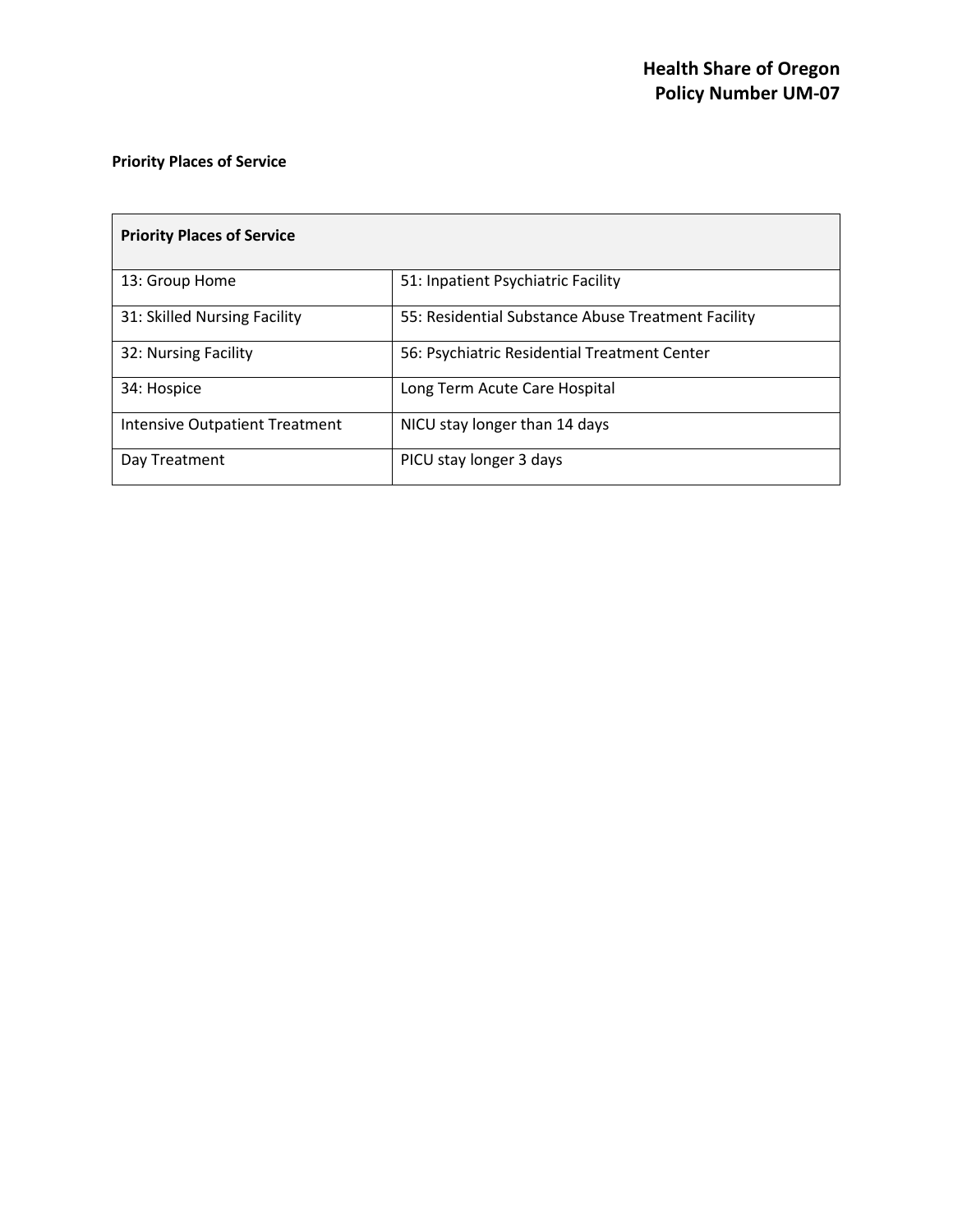**Priority Places of Service**

| Priority Places of Service | |
|---|---|
| 13: Group Home | 51: Inpatient Psychiatric Facility |
| 31: Skilled Nursing Facility | 55: Residential Substance Abuse Treatment Facility |
| 32: Nursing Facility | 56: Psychiatric Residential Treatment Center |
| 34: Hospice | Long Term Acute Care Hospital |
| Intensive Outpatient Treatment | NICU stay longer than 14 days |
| Day Treatment | PICU stay longer 3 days |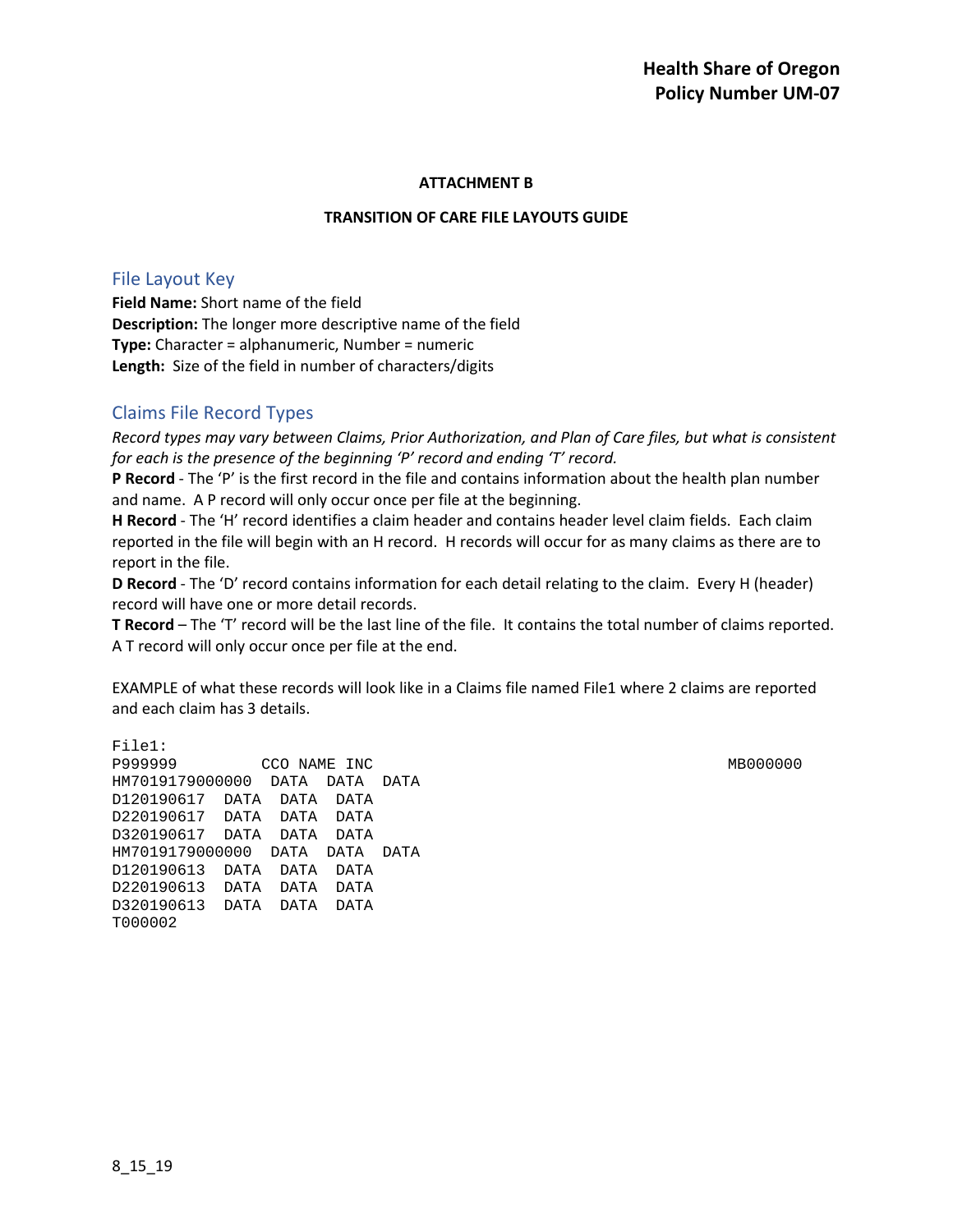**ATTACHMENT B**

**TRANSITION OF CARE FILE LAYOUTS GUIDE**

## File Layout Key

**Field Name:** Short name of the field
**Description:** The longer more descriptive name of the field
**Type:** Character = alphanumeric, Number = numeric
**Length:** Size of the field in number of characters/digits

## Claims File Record Types

*Record types may vary between Claims, Prior Authorization, and Plan of Care files, but what is consistent for each is the presence of the beginning 'P' record and ending 'T' record.*

**P Record** - The 'P' is the first record in the file and contains information about the health plan number and name. A P record will only occur once per file at the beginning.

**H Record** - The 'H' record identifies a claim header and contains header level claim fields. Each claim reported in the file will begin with an H record. H records will occur for as many claims as there are to report in the file.

**D Record** - The 'D' record contains information for each detail relating to the claim. Every H (header) record will have one or more detail records.

**T Record** – The 'T' record will be the last line of the file. It contains the total number of claims reported. A T record will only occur once per file at the end.

EXAMPLE of what these records will look like in a Claims file named File1 where 2 claims are reported and each claim has 3 details.

```
File1:
P999999         CCO NAME INC                                          MB000000
HM7019179000000  DATA  DATA  DATA
D120190617  DATA  DATA  DATA
D220190617  DATA  DATA  DATA
D320190617  DATA  DATA  DATA
HM7019179000000  DATA  DATA  DATA
D120190613  DATA  DATA  DATA
D220190613  DATA  DATA  DATA
D320190613  DATA  DATA  DATA
T000002
```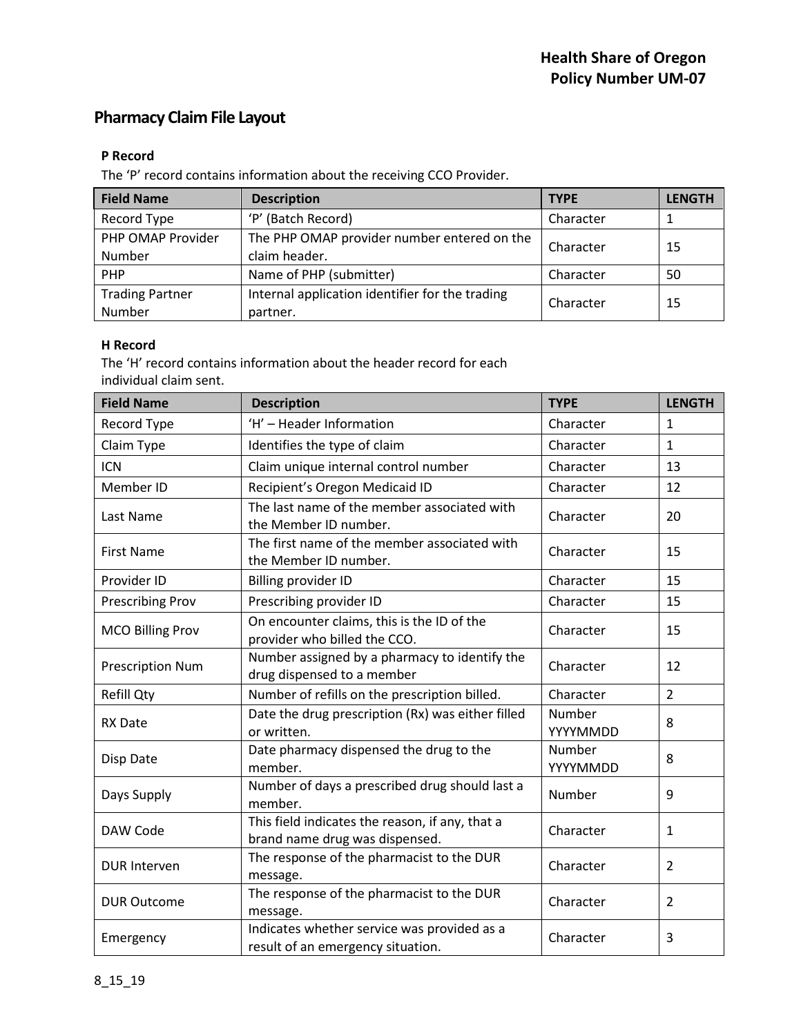## Pharmacy Claim File Layout

**P Record**

The 'P' record contains information about the receiving CCO Provider.

| Field Name | Description | TYPE | LENGTH |
|---|---|---|---|
| Record Type | 'P' (Batch Record) | Character | 1 |
| PHP OMAP Provider Number | The PHP OMAP provider number entered on the claim header. | Character | 15 |
| PHP | Name of PHP (submitter) | Character | 50 |
| Trading Partner Number | Internal application identifier for the trading partner. | Character | 15 |

**H Record**

The 'H' record contains information about the header record for each individual claim sent.

| Field Name | Description | TYPE | LENGTH |
|---|---|---|---|
| Record Type | 'H' – Header Information | Character | 1 |
| Claim Type | Identifies the type of claim | Character | 1 |
| ICN | Claim unique internal control number | Character | 13 |
| Member ID | Recipient's Oregon Medicaid ID | Character | 12 |
| Last Name | The last name of the member associated with the Member ID number. | Character | 20 |
| First Name | The first name of the member associated with the Member ID number. | Character | 15 |
| Provider ID | Billing provider ID | Character | 15 |
| Prescribing Prov | Prescribing provider ID | Character | 15 |
| MCO Billing Prov | On encounter claims, this is the ID of the provider who billed the CCO. | Character | 15 |
| Prescription Num | Number assigned by a pharmacy to identify the drug dispensed to a member | Character | 12 |
| Refill Qty | Number of refills on the prescription billed. | Character | 2 |
| RX Date | Date the drug prescription (Rx) was either filled or written. | Number YYYYMMDD | 8 |
| Disp Date | Date pharmacy dispensed the drug to the member. | Number YYYYMMDD | 8 |
| Days Supply | Number of days a prescribed drug should last a member. | Number | 9 |
| DAW Code | This field indicates the reason, if any, that a brand name drug was dispensed. | Character | 1 |
| DUR Interven | The response of the pharmacist to the DUR message. | Character | 2 |
| DUR Outcome | The response of the pharmacist to the DUR message. | Character | 2 |
| Emergency | Indicates whether service was provided as a result of an emergency situation. | Character | 3 |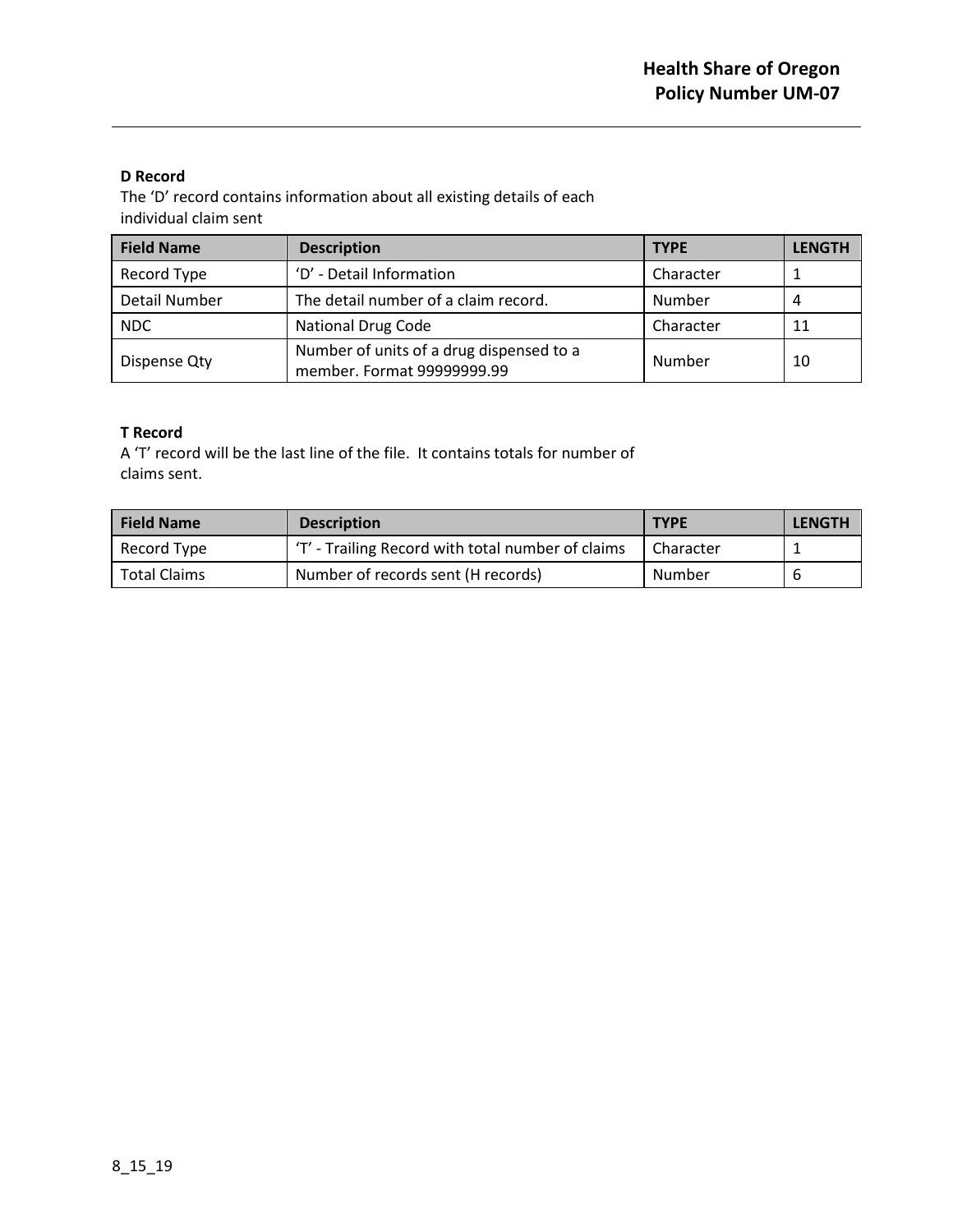**D Record**

The 'D' record contains information about all existing details of each individual claim sent

| Field Name | Description | TYPE | LENGTH |
|---|---|---|---|
| Record Type | 'D' - Detail Information | Character | 1 |
| Detail Number | The detail number of a claim record. | Number | 4 |
| NDC | National Drug Code | Character | 11 |
| Dispense Qty | Number of units of a drug dispensed to a member. Format 99999999.99 | Number | 10 |

**T Record**

A 'T' record will be the last line of the file. It contains totals for number of claims sent.

| Field Name | Description | TYPE | LENGTH |
|---|---|---|---|
| Record Type | 'T' - Trailing Record with total number of claims | Character | 1 |
| Total Claims | Number of records sent (H records) | Number | 6 |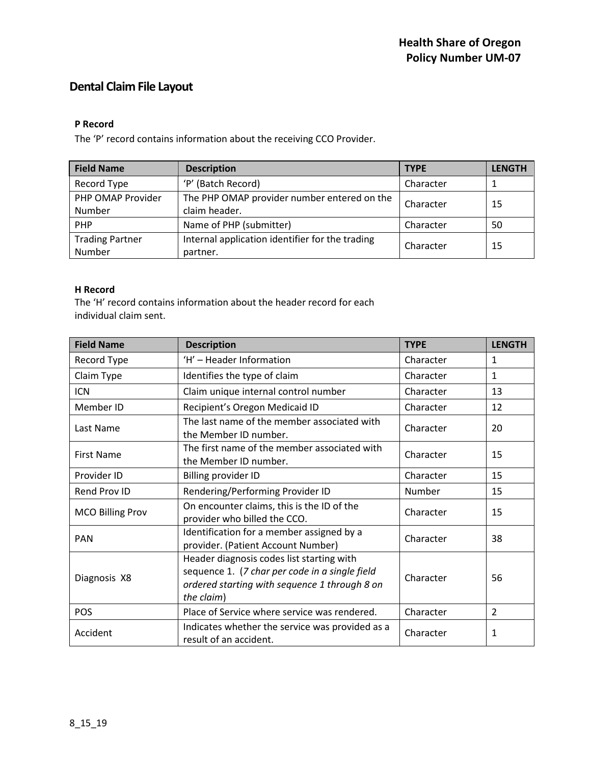## Dental Claim File Layout

**P Record**

The 'P' record contains information about the receiving CCO Provider.

| Field Name | Description | TYPE | LENGTH |
|---|---|---|---|
| Record Type | 'P' (Batch Record) | Character | 1 |
| PHP OMAP Provider Number | The PHP OMAP provider number entered on the claim header. | Character | 15 |
| PHP | Name of PHP (submitter) | Character | 50 |
| Trading Partner Number | Internal application identifier for the trading partner. | Character | 15 |

**H Record**

The 'H' record contains information about the header record for each individual claim sent.

| Field Name | Description | TYPE | LENGTH |
|---|---|---|---|
| Record Type | 'H' – Header Information | Character | 1 |
| Claim Type | Identifies the type of claim | Character | 1 |
| ICN | Claim unique internal control number | Character | 13 |
| Member ID | Recipient's Oregon Medicaid ID | Character | 12 |
| Last Name | The last name of the member associated with the Member ID number. | Character | 20 |
| First Name | The first name of the member associated with the Member ID number. | Character | 15 |
| Provider ID | Billing provider ID | Character | 15 |
| Rend Prov ID | Rendering/Performing Provider ID | Number | 15 |
| MCO Billing Prov | On encounter claims, this is the ID of the provider who billed the CCO. | Character | 15 |
| PAN | Identification for a member assigned by a provider. (Patient Account Number) | Character | 38 |
| Diagnosis X8 | Header diagnosis codes list starting with sequence 1. (*7 char per code in a single field ordered starting with sequence 1 through 8 on the claim*) | Character | 56 |
| POS | Place of Service where service was rendered. | Character | 2 |
| Accident | Indicates whether the service was provided as a result of an accident. | Character | 1 |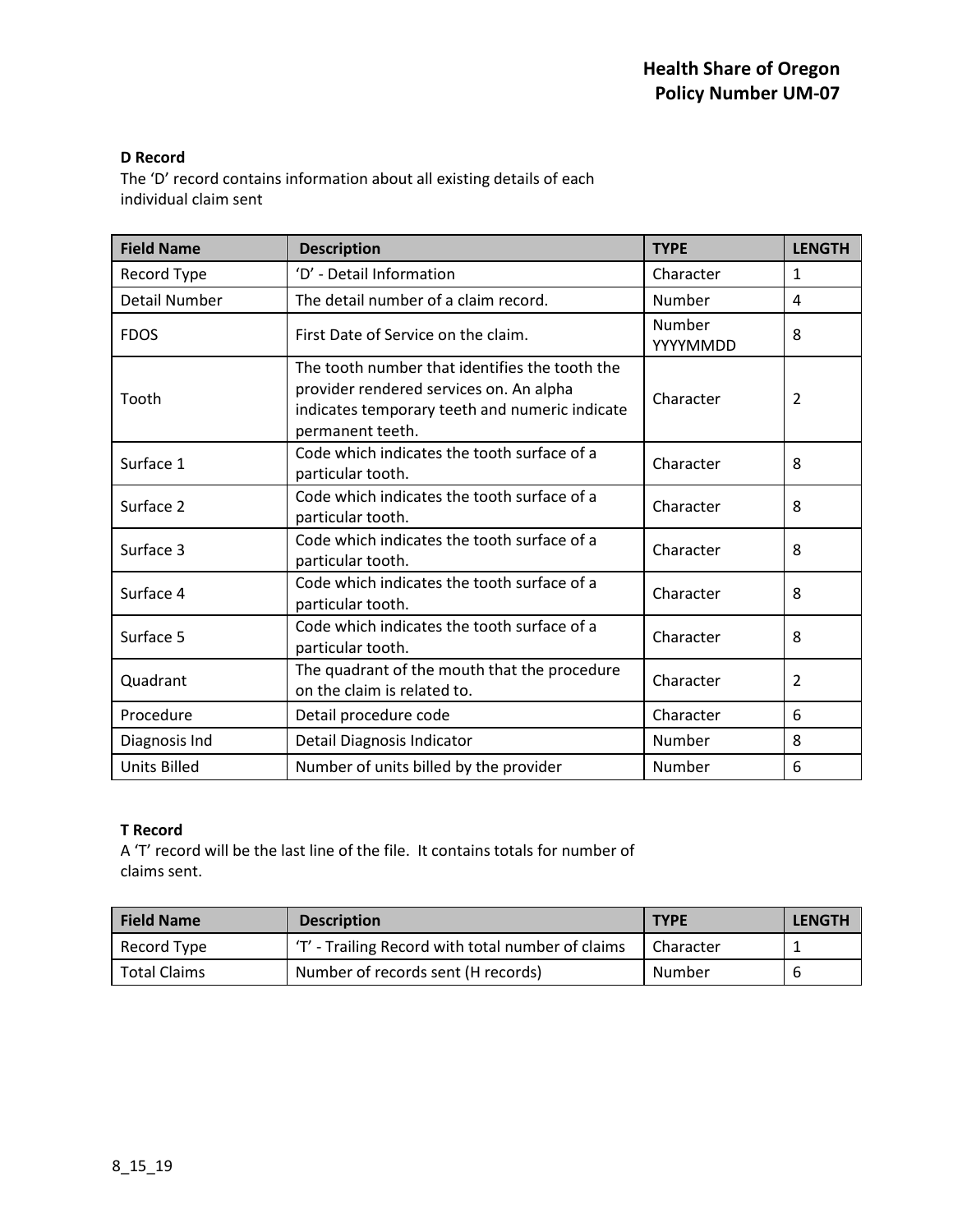### D Record

The 'D' record contains information about all existing details of each individual claim sent

| Field Name | Description | TYPE | LENGTH |
|---|---|---|---|
| Record Type | 'D' - Detail Information | Character | 1 |
| Detail Number | The detail number of a claim record. | Number | 4 |
| FDOS | First Date of Service on the claim. | Number YYYYMMDD | 8 |
| Tooth | The tooth number that identifies the tooth the provider rendered services on. An alpha indicates temporary teeth and numeric indicate permanent teeth. | Character | 2 |
| Surface 1 | Code which indicates the tooth surface of a particular tooth. | Character | 8 |
| Surface 2 | Code which indicates the tooth surface of a particular tooth. | Character | 8 |
| Surface 3 | Code which indicates the tooth surface of a particular tooth. | Character | 8 |
| Surface 4 | Code which indicates the tooth surface of a particular tooth. | Character | 8 |
| Surface 5 | Code which indicates the tooth surface of a particular tooth. | Character | 8 |
| Quadrant | The quadrant of the mouth that the procedure on the claim is related to. | Character | 2 |
| Procedure | Detail procedure code | Character | 6 |
| Diagnosis Ind | Detail Diagnosis Indicator | Number | 8 |
| Units Billed | Number of units billed by the provider | Number | 6 |

### T Record

A 'T' record will be the last line of the file. It contains totals for number of claims sent.

| Field Name | Description | TYPE | LENGTH |
|---|---|---|---|
| Record Type | 'T' - Trailing Record with total number of claims | Character | 1 |
| Total Claims | Number of records sent (H records) | Number | 6 |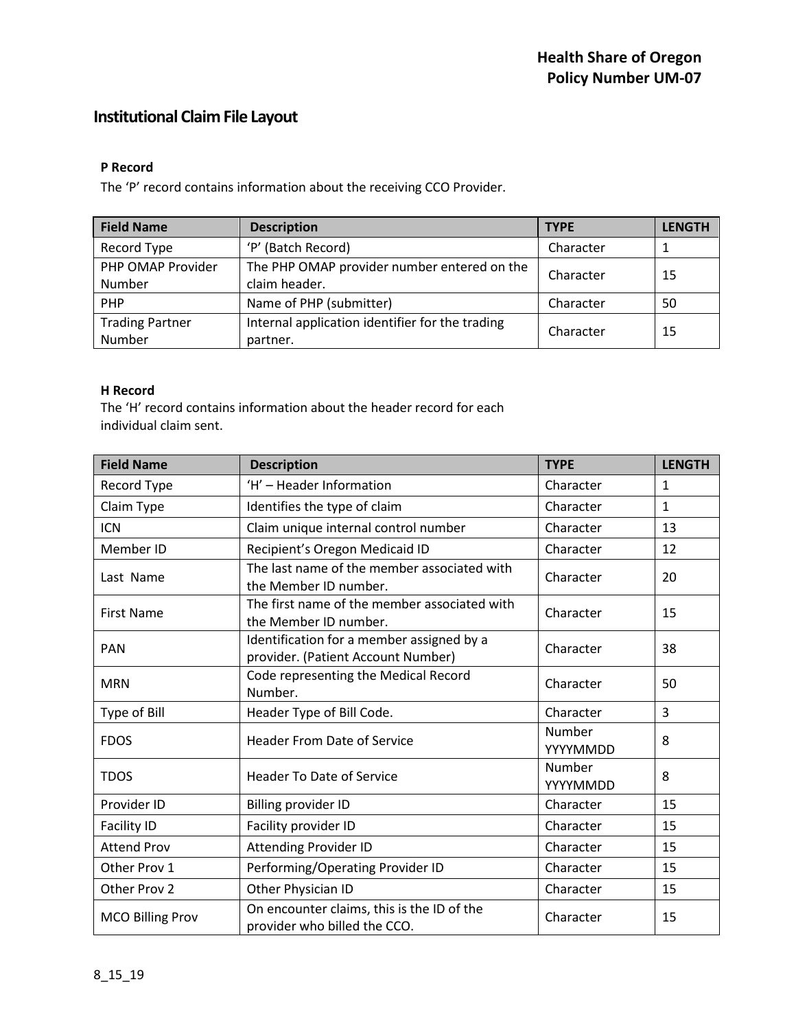## Institutional Claim File Layout

### P Record

The 'P' record contains information about the receiving CCO Provider.

| Field Name | Description | TYPE | LENGTH |
|---|---|---|---|
| Record Type | 'P' (Batch Record) | Character | 1 |
| PHP OMAP Provider Number | The PHP OMAP provider number entered on the claim header. | Character | 15 |
| PHP | Name of PHP (submitter) | Character | 50 |
| Trading Partner Number | Internal application identifier for the trading partner. | Character | 15 |

### H Record

The 'H' record contains information about the header record for each individual claim sent.

| Field Name | Description | TYPE | LENGTH |
|---|---|---|---|
| Record Type | 'H' – Header Information | Character | 1 |
| Claim Type | Identifies the type of claim | Character | 1 |
| ICN | Claim unique internal control number | Character | 13 |
| Member ID | Recipient's Oregon Medicaid ID | Character | 12 |
| Last Name | The last name of the member associated with the Member ID number. | Character | 20 |
| First Name | The first name of the member associated with the Member ID number. | Character | 15 |
| PAN | Identification for a member assigned by a provider. (Patient Account Number) | Character | 38 |
| MRN | Code representing the Medical Record Number. | Character | 50 |
| Type of Bill | Header Type of Bill Code. | Character | 3 |
| FDOS | Header From Date of Service | Number YYYYMMDD | 8 |
| TDOS | Header To Date of Service | Number YYYYMMDD | 8 |
| Provider ID | Billing provider ID | Character | 15 |
| Facility ID | Facility provider ID | Character | 15 |
| Attend Prov | Attending Provider ID | Character | 15 |
| Other Prov 1 | Performing/Operating Provider ID | Character | 15 |
| Other Prov 2 | Other Physician ID | Character | 15 |
| MCO Billing Prov | On encounter claims, this is the ID of the provider who billed the CCO. | Character | 15 |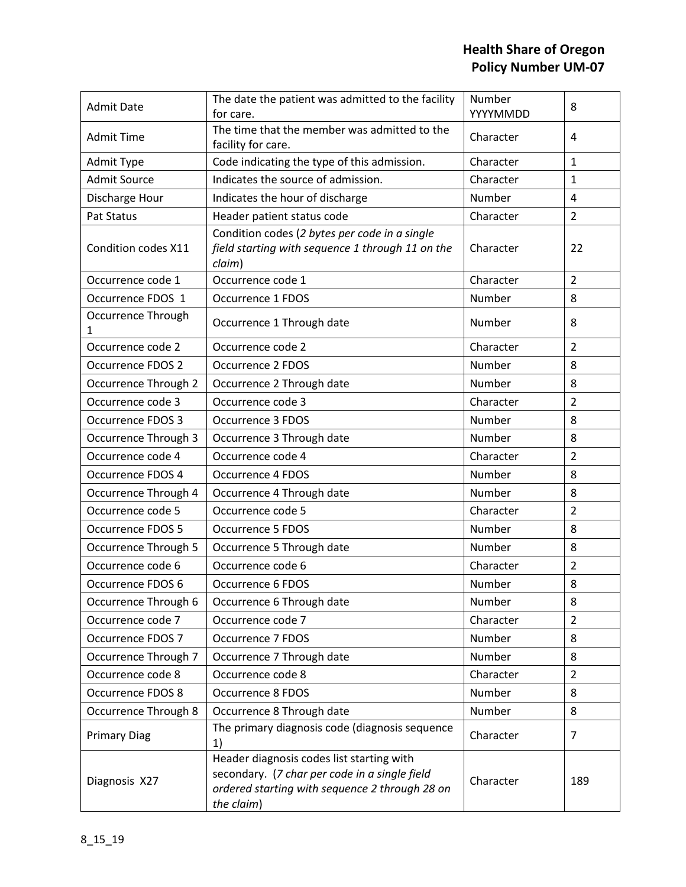| Admit Date | The date the patient was admitted to the facility for care. | Number YYYYMMDD | 8 |
|---|---|---|---|
| Admit Time | The time that the member was admitted to the facility for care. | Character | 4 |
| Admit Type | Code indicating the type of this admission. | Character | 1 |
| Admit Source | Indicates the source of admission. | Character | 1 |
| Discharge Hour | Indicates the hour of discharge | Number | 4 |
| Pat Status | Header patient status code | Character | 2 |
| Condition codes X11 | Condition codes (*2 bytes per code in a single field starting with sequence 1 through 11 on the claim*) | Character | 22 |
| Occurrence code 1 | Occurrence code 1 | Character | 2 |
| Occurrence FDOS 1 | Occurrence 1 FDOS | Number | 8 |
| Occurrence Through 1 | Occurrence 1 Through date | Number | 8 |
| Occurrence code 2 | Occurrence code 2 | Character | 2 |
| Occurrence FDOS 2 | Occurrence 2 FDOS | Number | 8 |
| Occurrence Through 2 | Occurrence 2 Through date | Number | 8 |
| Occurrence code 3 | Occurrence code 3 | Character | 2 |
| Occurrence FDOS 3 | Occurrence 3 FDOS | Number | 8 |
| Occurrence Through 3 | Occurrence 3 Through date | Number | 8 |
| Occurrence code 4 | Occurrence code 4 | Character | 2 |
| Occurrence FDOS 4 | Occurrence 4 FDOS | Number | 8 |
| Occurrence Through 4 | Occurrence 4 Through date | Number | 8 |
| Occurrence code 5 | Occurrence code 5 | Character | 2 |
| Occurrence FDOS 5 | Occurrence 5 FDOS | Number | 8 |
| Occurrence Through 5 | Occurrence 5 Through date | Number | 8 |
| Occurrence code 6 | Occurrence code 6 | Character | 2 |
| Occurrence FDOS 6 | Occurrence 6 FDOS | Number | 8 |
| Occurrence Through 6 | Occurrence 6 Through date | Number | 8 |
| Occurrence code 7 | Occurrence code 7 | Character | 2 |
| Occurrence FDOS 7 | Occurrence 7 FDOS | Number | 8 |
| Occurrence Through 7 | Occurrence 7 Through date | Number | 8 |
| Occurrence code 8 | Occurrence code 8 | Character | 2 |
| Occurrence FDOS 8 | Occurrence 8 FDOS | Number | 8 |
| Occurrence Through 8 | Occurrence 8 Through date | Number | 8 |
| Primary Diag | The primary diagnosis code (diagnosis sequence 1) | Character | 7 |
| Diagnosis X27 | Header diagnosis codes list starting with secondary. (*7 char per code in a single field ordered starting with sequence 2 through 28 on the claim*) | Character | 189 |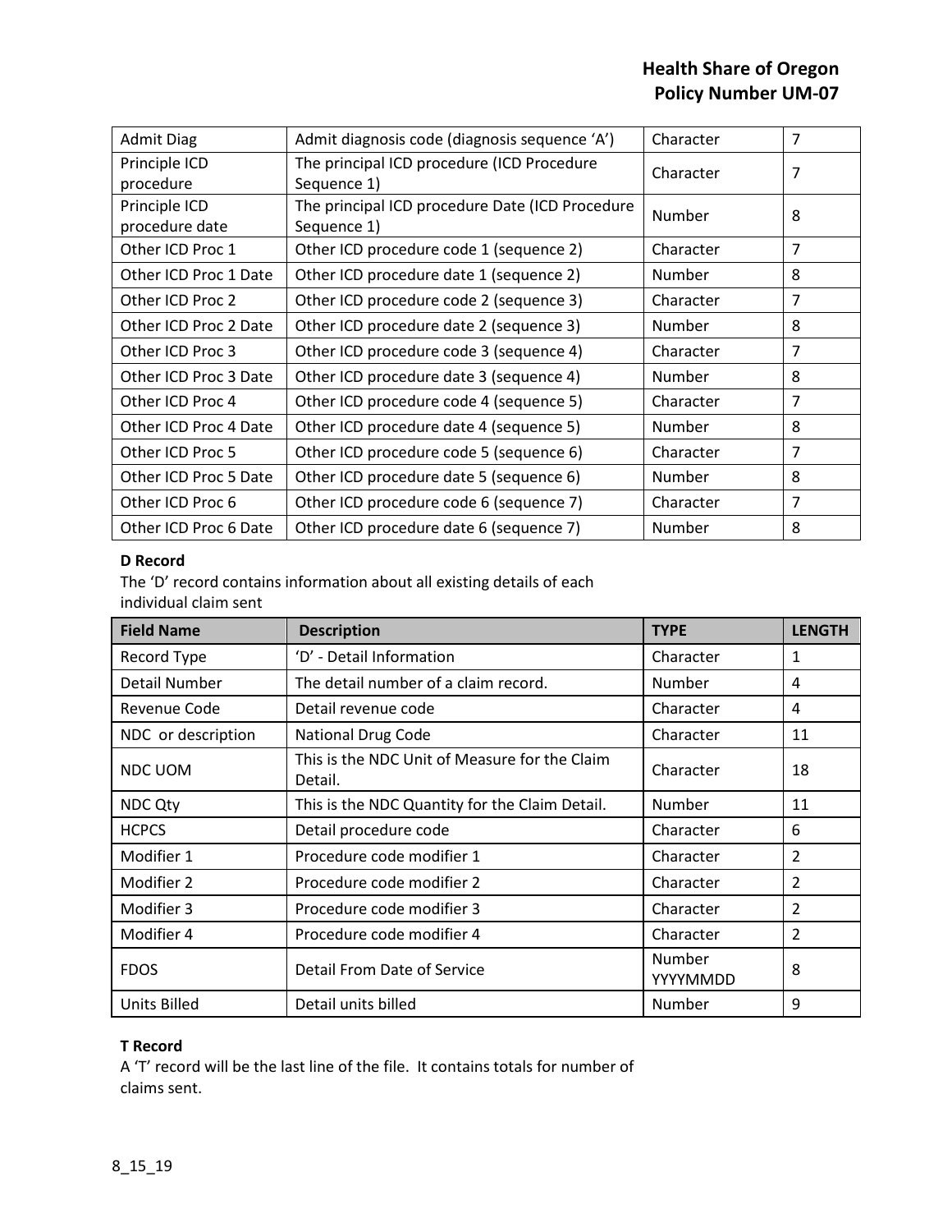| Admit Diag | Admit diagnosis code (diagnosis sequence 'A') | Character | 7 |
|---|---|---|---|
| Principle ICD procedure | The principal ICD procedure (ICD Procedure Sequence 1) | Character | 7 |
| Principle ICD procedure date | The principal ICD procedure Date (ICD Procedure Sequence 1) | Number | 8 |
| Other ICD Proc 1 | Other ICD procedure code 1 (sequence 2) | Character | 7 |
| Other ICD Proc 1 Date | Other ICD procedure date 1 (sequence 2) | Number | 8 |
| Other ICD Proc 2 | Other ICD procedure code 2 (sequence 3) | Character | 7 |
| Other ICD Proc 2 Date | Other ICD procedure date 2 (sequence 3) | Number | 8 |
| Other ICD Proc 3 | Other ICD procedure code 3 (sequence 4) | Character | 7 |
| Other ICD Proc 3 Date | Other ICD procedure date 3 (sequence 4) | Number | 8 |
| Other ICD Proc 4 | Other ICD procedure code 4 (sequence 5) | Character | 7 |
| Other ICD Proc 4 Date | Other ICD procedure date 4 (sequence 5) | Number | 8 |
| Other ICD Proc 5 | Other ICD procedure code 5 (sequence 6) | Character | 7 |
| Other ICD Proc 5 Date | Other ICD procedure date 5 (sequence 6) | Number | 8 |
| Other ICD Proc 6 | Other ICD procedure code 6 (sequence 7) | Character | 7 |
| Other ICD Proc 6 Date | Other ICD procedure date 6 (sequence 7) | Number | 8 |

**D Record**

The 'D' record contains information about all existing details of each individual claim sent

| Field Name | Description | TYPE | LENGTH |
|---|---|---|---|
| Record Type | 'D' - Detail Information | Character | 1 |
| Detail Number | The detail number of a claim record. | Number | 4 |
| Revenue Code | Detail revenue code | Character | 4 |
| NDC or description | National Drug Code | Character | 11 |
| NDC UOM | This is the NDC Unit of Measure for the Claim Detail. | Character | 18 |
| NDC Qty | This is the NDC Quantity for the Claim Detail. | Number | 11 |
| HCPCS | Detail procedure code | Character | 6 |
| Modifier 1 | Procedure code modifier 1 | Character | 2 |
| Modifier 2 | Procedure code modifier 2 | Character | 2 |
| Modifier 3 | Procedure code modifier 3 | Character | 2 |
| Modifier 4 | Procedure code modifier 4 | Character | 2 |
| FDOS | Detail From Date of Service | Number YYYYMMDD | 8 |
| Units Billed | Detail units billed | Number | 9 |

**T Record**

A 'T' record will be the last line of the file. It contains totals for number of claims sent.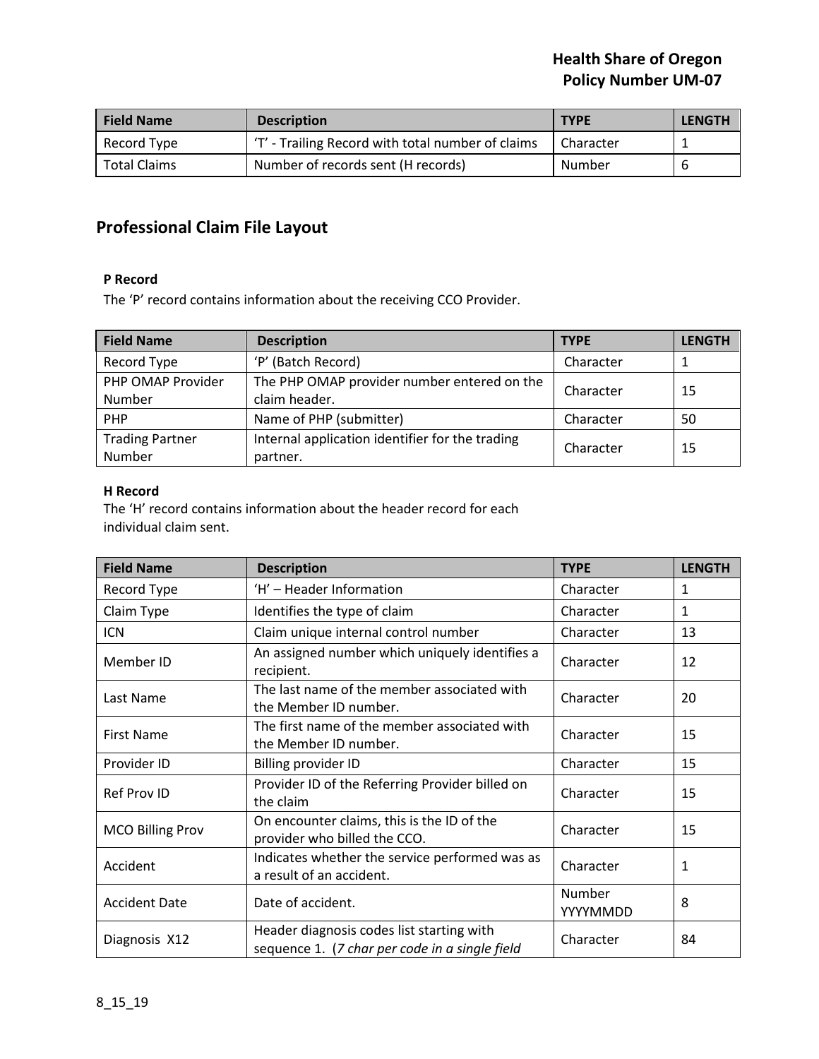| Field Name | Description | TYPE | LENGTH |
|---|---|---|---|
| Record Type | 'T' - Trailing Record with total number of claims | Character | 1 |
| Total Claims | Number of records sent (H records) | Number | 6 |

## Professional Claim File Layout

#### P Record

The 'P' record contains information about the receiving CCO Provider.

| Field Name | Description | TYPE | LENGTH |
|---|---|---|---|
| Record Type | 'P' (Batch Record) | Character | 1 |
| PHP OMAP Provider Number | The PHP OMAP provider number entered on the claim header. | Character | 15 |
| PHP | Name of PHP (submitter) | Character | 50 |
| Trading Partner Number | Internal application identifier for the trading partner. | Character | 15 |

#### H Record

The 'H' record contains information about the header record for each individual claim sent.

| Field Name | Description | TYPE | LENGTH |
|---|---|---|---|
| Record Type | 'H' – Header Information | Character | 1 |
| Claim Type | Identifies the type of claim | Character | 1 |
| ICN | Claim unique internal control number | Character | 13 |
| Member ID | An assigned number which uniquely identifies a recipient. | Character | 12 |
| Last Name | The last name of the member associated with the Member ID number. | Character | 20 |
| First Name | The first name of the member associated with the Member ID number. | Character | 15 |
| Provider ID | Billing provider ID | Character | 15 |
| Ref Prov ID | Provider ID of the Referring Provider billed on the claim | Character | 15 |
| MCO Billing Prov | On encounter claims, this is the ID of the provider who billed the CCO. | Character | 15 |
| Accident | Indicates whether the service performed was as a result of an accident. | Character | 1 |
| Accident Date | Date of accident. | Number YYYYMMDD | 8 |
| Diagnosis X12 | Header diagnosis codes list starting with sequence 1. (*7 char per code in a single field* | Character | 84 |

8_15_19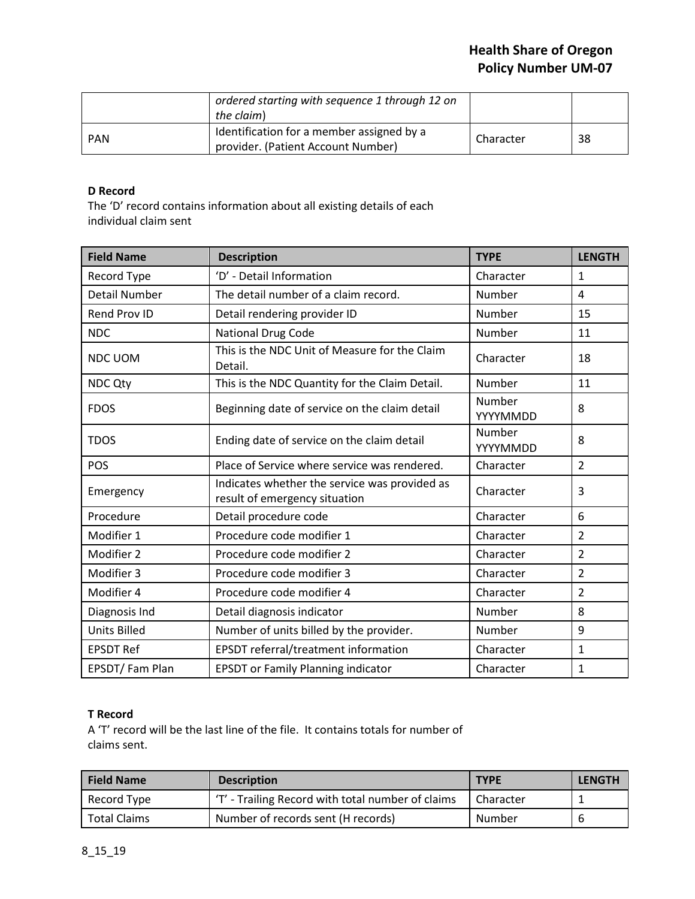| | *ordered starting with sequence 1 through 12 on the claim*) | | |
|---|---|---|---|
| PAN | Identification for a member assigned by a provider. (Patient Account Number) | Character | 38 |

**D Record**

The 'D' record contains information about all existing details of each individual claim sent

| Field Name | Description | TYPE | LENGTH |
|---|---|---|---|
| Record Type | 'D' - Detail Information | Character | 1 |
| Detail Number | The detail number of a claim record. | Number | 4 |
| Rend Prov ID | Detail rendering provider ID | Number | 15 |
| NDC | National Drug Code | Number | 11 |
| NDC UOM | This is the NDC Unit of Measure for the Claim Detail. | Character | 18 |
| NDC Qty | This is the NDC Quantity for the Claim Detail. | Number | 11 |
| FDOS | Beginning date of service on the claim detail | Number YYYYMMDD | 8 |
| TDOS | Ending date of service on the claim detail | Number YYYYMMDD | 8 |
| POS | Place of Service where service was rendered. | Character | 2 |
| Emergency | Indicates whether the service was provided as result of emergency situation | Character | 3 |
| Procedure | Detail procedure code | Character | 6 |
| Modifier 1 | Procedure code modifier 1 | Character | 2 |
| Modifier 2 | Procedure code modifier 2 | Character | 2 |
| Modifier 3 | Procedure code modifier 3 | Character | 2 |
| Modifier 4 | Procedure code modifier 4 | Character | 2 |
| Diagnosis Ind | Detail diagnosis indicator | Number | 8 |
| Units Billed | Number of units billed by the provider. | Number | 9 |
| EPSDT Ref | EPSDT referral/treatment information | Character | 1 |
| EPSDT/ Fam Plan | EPSDT or Family Planning indicator | Character | 1 |

**T Record**

A 'T' record will be the last line of the file. It contains totals for number of claims sent.

| Field Name | Description | TYPE | LENGTH |
|---|---|---|---|
| Record Type | 'T' - Trailing Record with total number of claims | Character | 1 |
| Total Claims | Number of records sent (H records) | Number | 6 |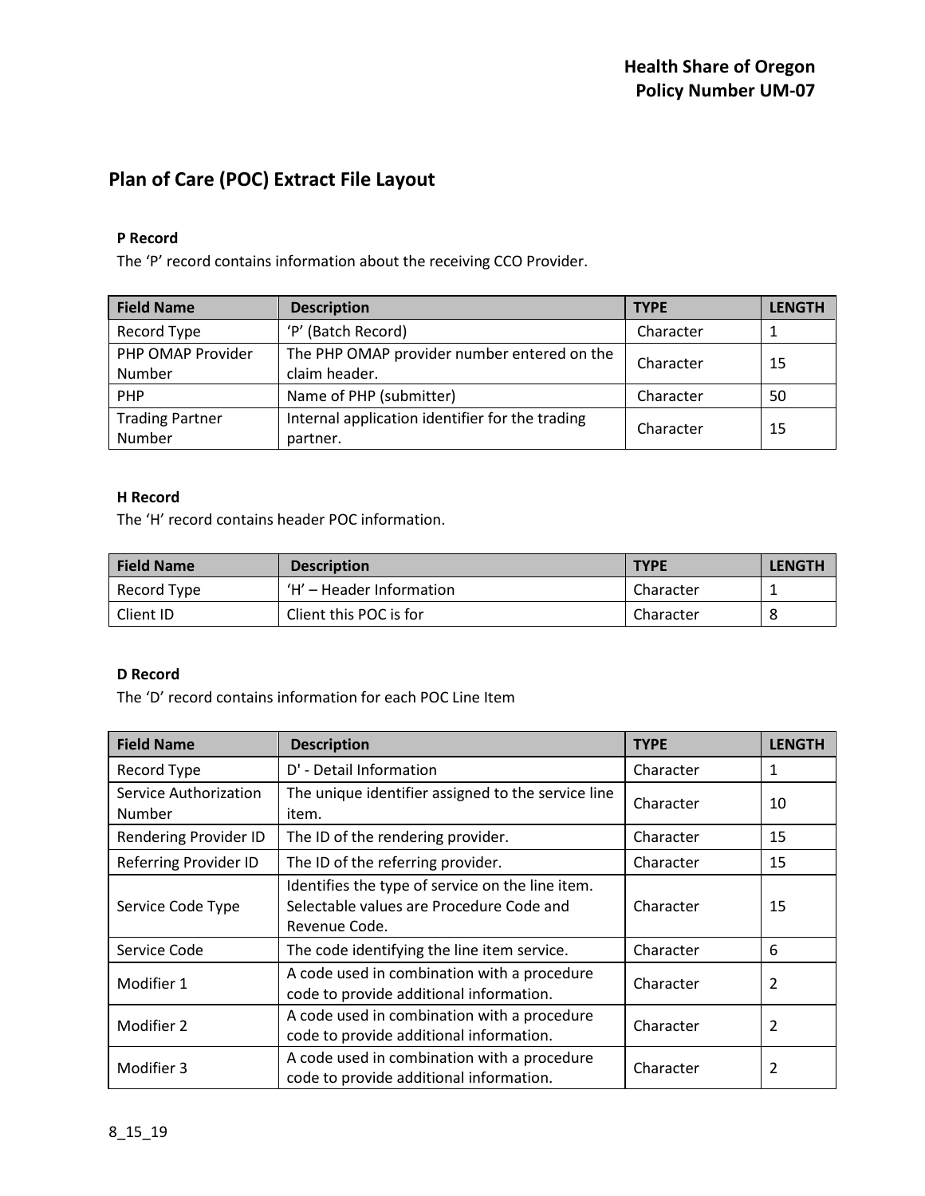## Plan of Care (POC) Extract File Layout

### P Record

The ‘P’ record contains information about the receiving CCO Provider.

| Field Name | Description | TYPE | LENGTH |
|---|---|---|---|
| Record Type | ‘P’ (Batch Record) | Character | 1 |
| PHP OMAP Provider Number | The PHP OMAP provider number entered on the claim header. | Character | 15 |
| PHP | Name of PHP (submitter) | Character | 50 |
| Trading Partner Number | Internal application identifier for the trading partner. | Character | 15 |

### H Record

The ‘H’ record contains header POC information.

| Field Name | Description | TYPE | LENGTH |
|---|---|---|---|
| Record Type | ‘H’ – Header Information | Character | 1 |
| Client ID | Client this POC is for | Character | 8 |

### D Record

The ‘D’ record contains information for each POC Line Item

| Field Name | Description | TYPE | LENGTH |
|---|---|---|---|
| Record Type | D' - Detail Information | Character | 1 |
| Service Authorization Number | The unique identifier assigned to the service line item. | Character | 10 |
| Rendering Provider ID | The ID of the rendering provider. | Character | 15 |
| Referring Provider ID | The ID of the referring provider. | Character | 15 |
| Service Code Type | Identifies the type of service on the line item. Selectable values are Procedure Code and Revenue Code. | Character | 15 |
| Service Code | The code identifying the line item service. | Character | 6 |
| Modifier 1 | A code used in combination with a procedure code to provide additional information. | Character | 2 |
| Modifier 2 | A code used in combination with a procedure code to provide additional information. | Character | 2 |
| Modifier 3 | A code used in combination with a procedure code to provide additional information. | Character | 2 |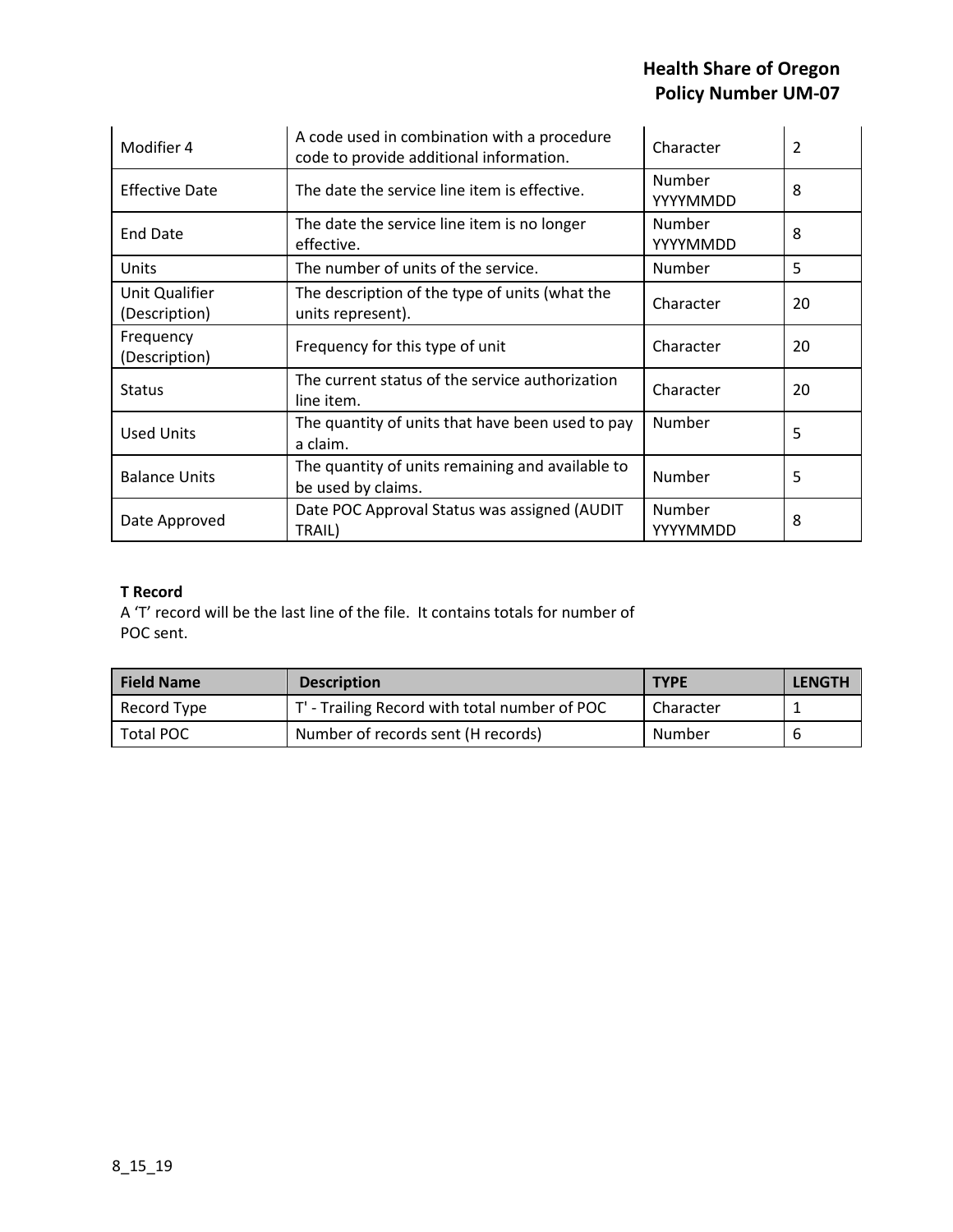| Modifier 4 | A code used in combination with a procedure code to provide additional information. | Character | 2 |
|---|---|---|---|
| Effective Date | The date the service line item is effective. | Number YYYYMMDD | 8 |
| End Date | The date the service line item is no longer effective. | Number YYYYMMDD | 8 |
| Units | The number of units of the service. | Number | 5 |
| Unit Qualifier (Description) | The description of the type of units (what the units represent). | Character | 20 |
| Frequency (Description) | Frequency for this type of unit | Character | 20 |
| Status | The current status of the service authorization line item. | Character | 20 |
| Used Units | The quantity of units that have been used to pay a claim. | Number | 5 |
| Balance Units | The quantity of units remaining and available to be used by claims. | Number | 5 |
| Date Approved | Date POC Approval Status was assigned (AUDIT TRAIL) | Number YYYYMMDD | 8 |

**T Record**

A 'T' record will be the last line of the file. It contains totals for number of POC sent.

| Field Name | Description | TYPE | LENGTH |
|---|---|---|---|
| Record Type | T' - Trailing Record with total number of POC | Character | 1 |
| Total POC | Number of records sent (H records) | Number | 6 |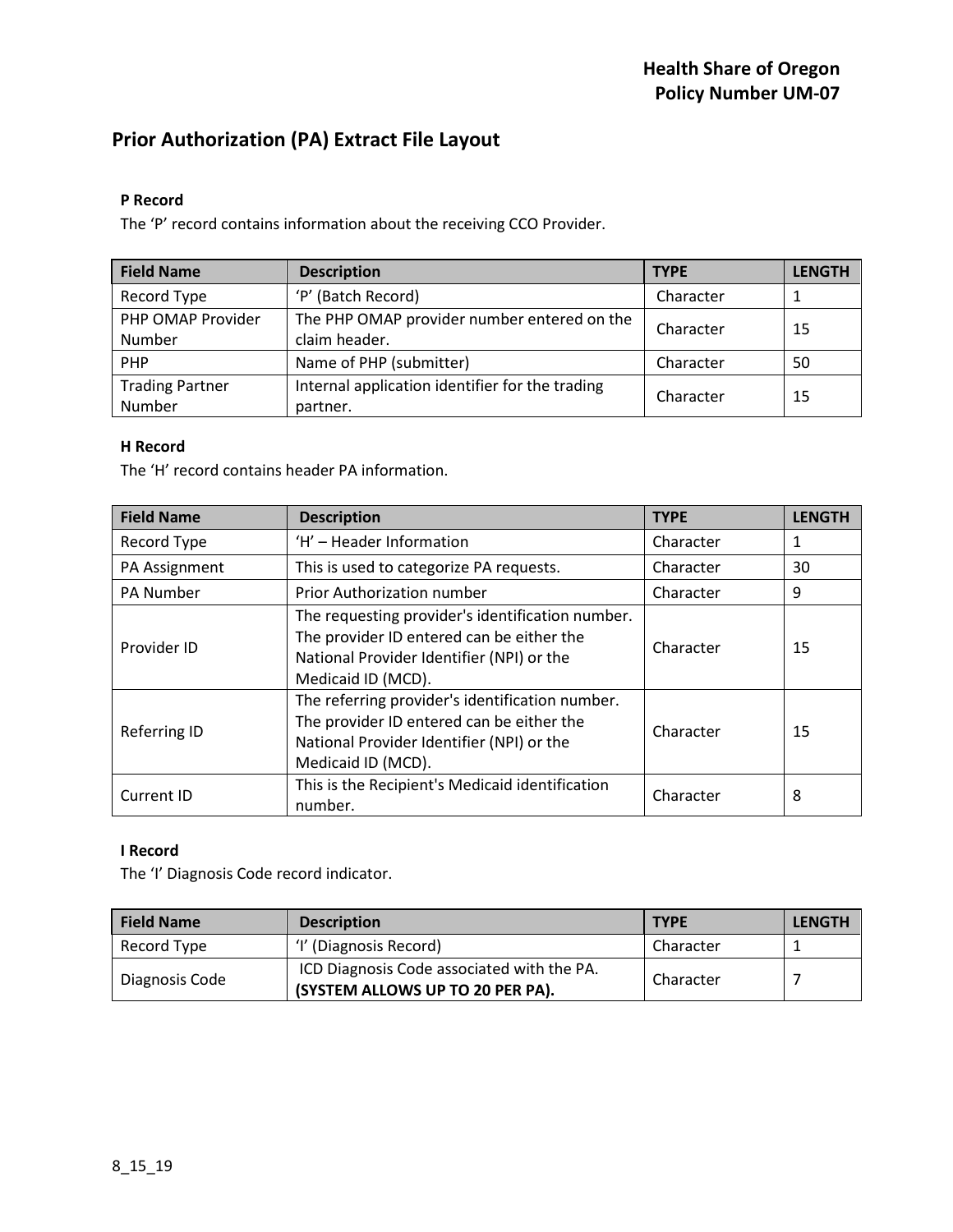# Prior Authorization (PA) Extract File Layout

### P Record

The ‘P’ record contains information about the receiving CCO Provider.

| Field Name | Description | TYPE | LENGTH |
|---|---|---|---|
| Record Type | ‘P’ (Batch Record) | Character | 1 |
| PHP OMAP Provider Number | The PHP OMAP provider number entered on the claim header. | Character | 15 |
| PHP | Name of PHP (submitter) | Character | 50 |
| Trading Partner Number | Internal application identifier for the trading partner. | Character | 15 |

### H Record

The ‘H’ record contains header PA information.

| Field Name | Description | TYPE | LENGTH |
|---|---|---|---|
| Record Type | ‘H’ – Header Information | Character | 1 |
| PA Assignment | This is used to categorize PA requests. | Character | 30 |
| PA Number | Prior Authorization number | Character | 9 |
| Provider ID | The requesting provider's identification number. The provider ID entered can be either the National Provider Identifier (NPI) or the Medicaid ID (MCD). | Character | 15 |
| Referring ID | The referring provider's identification number. The provider ID entered can be either the National Provider Identifier (NPI) or the Medicaid ID (MCD). | Character | 15 |
| Current ID | This is the Recipient's Medicaid identification number. | Character | 8 |

### I Record

The ‘I’ Diagnosis Code record indicator.

| Field Name | Description | TYPE | LENGTH |
|---|---|---|---|
| Record Type | ‘I’ (Diagnosis Record) | Character | 1 |
| Diagnosis Code | ICD Diagnosis Code associated with the PA. **(SYSTEM ALLOWS UP TO 20 PER PA).** | Character | 7 |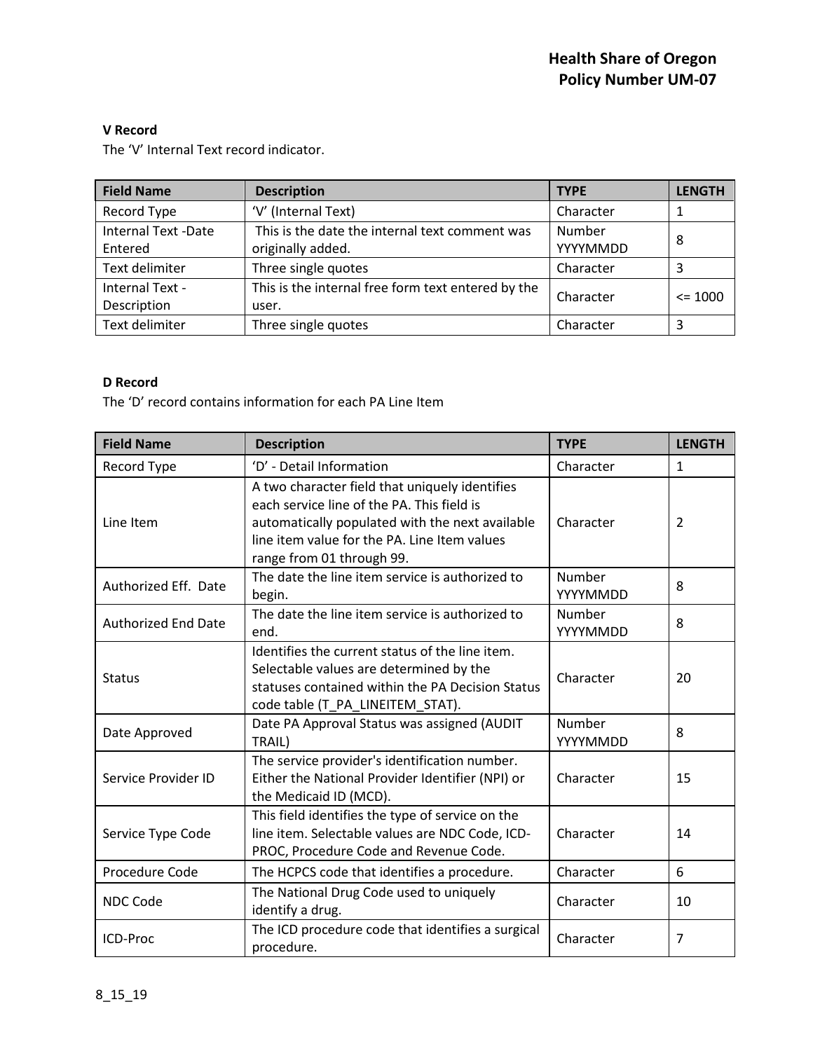**V Record**

The 'V' Internal Text record indicator.

| Field Name | Description | TYPE | LENGTH |
|---|---|---|---|
| Record Type | 'V' (Internal Text) | Character | 1 |
| Internal Text -Date Entered | This is the date the internal text comment was originally added. | Number YYYYMMDD | 8 |
| Text delimiter | Three single quotes | Character | 3 |
| Internal Text - Description | This is the internal free form text entered by the user. | Character | <= 1000 |
| Text delimiter | Three single quotes | Character | 3 |

**D Record**

The 'D' record contains information for each PA Line Item

| Field Name | Description | TYPE | LENGTH |
|---|---|---|---|
| Record Type | 'D' - Detail Information | Character | 1 |
| Line Item | A two character field that uniquely identifies each service line of the PA. This field is automatically populated with the next available line item value for the PA. Line Item values range from 01 through 99. | Character | 2 |
| Authorized Eff. Date | The date the line item service is authorized to begin. | Number YYYYMMDD | 8 |
| Authorized End Date | The date the line item service is authorized to end. | Number YYYYMMDD | 8 |
| Status | Identifies the current status of the line item. Selectable values are determined by the statuses contained within the PA Decision Status code table (T_PA_LINEITEM_STAT). | Character | 20 |
| Date Approved | Date PA Approval Status was assigned (AUDIT TRAIL) | Number YYYYMMDD | 8 |
| Service Provider ID | The service provider's identification number. Either the National Provider Identifier (NPI) or the Medicaid ID (MCD). | Character | 15 |
| Service Type Code | This field identifies the type of service on the line item. Selectable values are NDC Code, ICD-PROC, Procedure Code and Revenue Code. | Character | 14 |
| Procedure Code | The HCPCS code that identifies a procedure. | Character | 6 |
| NDC Code | The National Drug Code used to uniquely identify a drug. | Character | 10 |
| ICD-Proc | The ICD procedure code that identifies a surgical procedure. | Character | 7 |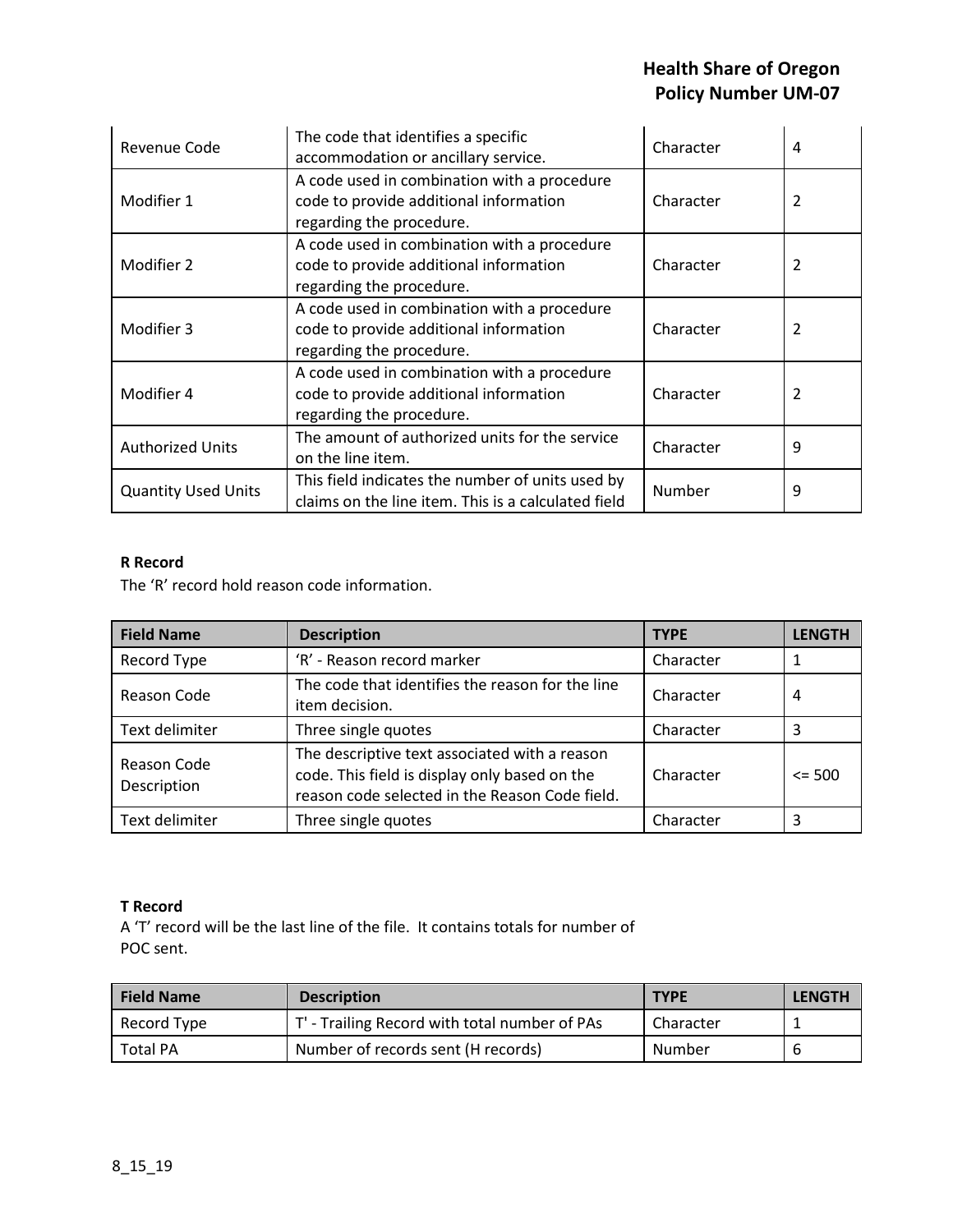| | | | |
|---|---|---|---|
| Revenue Code | The code that identifies a specific accommodation or ancillary service. | Character | 4 |
| Modifier 1 | A code used in combination with a procedure code to provide additional information regarding the procedure. | Character | 2 |
| Modifier 2 | A code used in combination with a procedure code to provide additional information regarding the procedure. | Character | 2 |
| Modifier 3 | A code used in combination with a procedure code to provide additional information regarding the procedure. | Character | 2 |
| Modifier 4 | A code used in combination with a procedure code to provide additional information regarding the procedure. | Character | 2 |
| Authorized Units | The amount of authorized units for the service on the line item. | Character | 9 |
| Quantity Used Units | This field indicates the number of units used by claims on the line item. This is a calculated field | Number | 9 |

**R Record**

The 'R' record hold reason code information.

| Field Name | Description | TYPE | LENGTH |
|---|---|---|---|
| Record Type | 'R' - Reason record marker | Character | 1 |
| Reason Code | The code that identifies the reason for the line item decision. | Character | 4 |
| Text delimiter | Three single quotes | Character | 3 |
| Reason Code Description | The descriptive text associated with a reason code. This field is display only based on the reason code selected in the Reason Code field. | Character | <= 500 |
| Text delimiter | Three single quotes | Character | 3 |

**T Record**

A 'T' record will be the last line of the file. It contains totals for number of POC sent.

| Field Name | Description | TYPE | LENGTH |
|---|---|---|---|
| Record Type | T' - Trailing Record with total number of PAs | Character | 1 |
| Total PA | Number of records sent (H records) | Number | 6 |